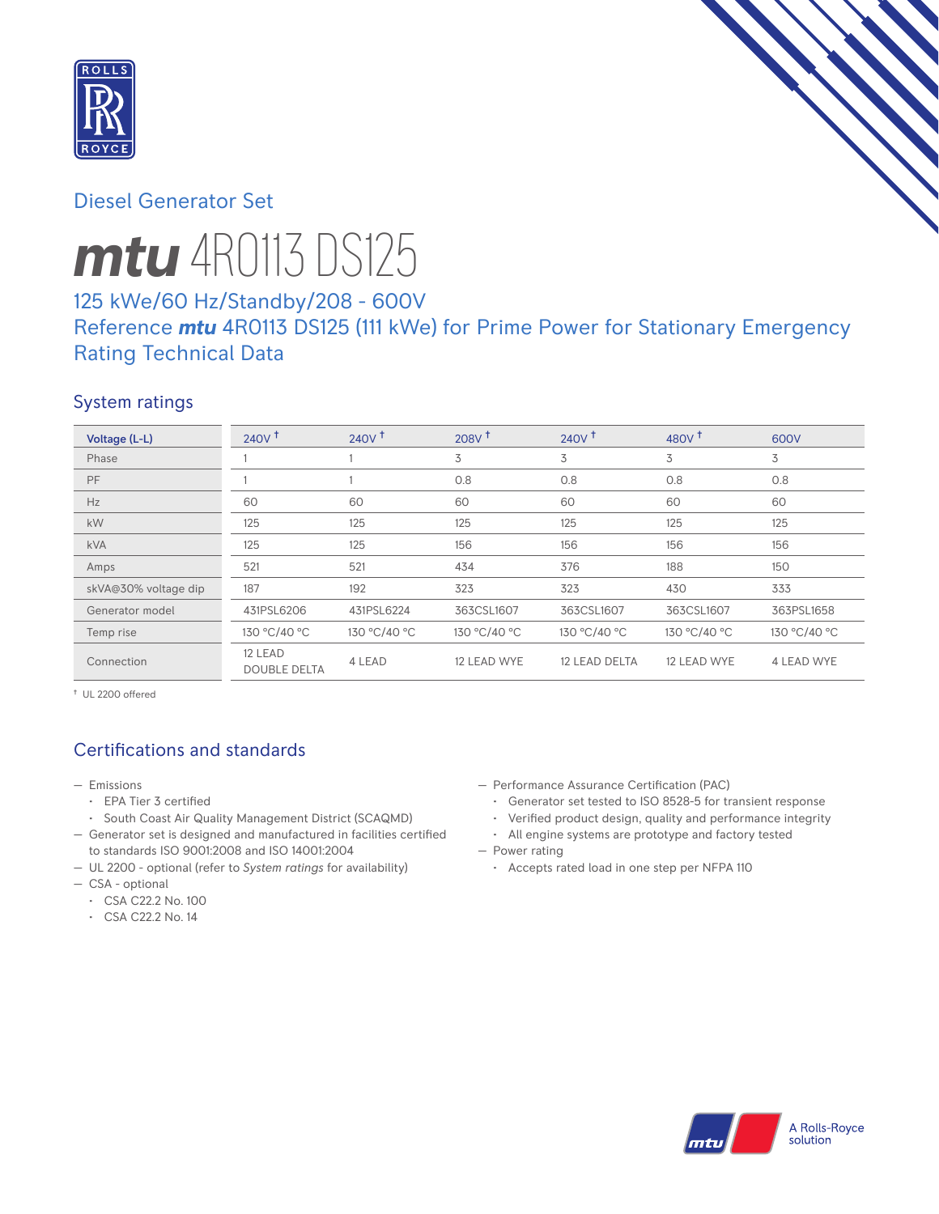Diesel Generator Set

# *mtu* 4R0113 DS125

## 125 kWe/60 Hz/Standby/208 - 600V
## Reference *mtu* 4R0113 DS125 (111 kWe) for Prime Power for Stationary Emergency Rating Technical Data

### System ratings

| Voltage (L-L) | 240V † | 240V † | 208V † | 240V † | 480V † | 600V |
|---|---|---|---|---|---|---|
| Phase | 1 | 1 | 3 | 3 | 3 | 3 |
| PF | 1 | 1 | 0.8 | 0.8 | 0.8 | 0.8 |
| Hz | 60 | 60 | 60 | 60 | 60 | 60 |
| kW | 125 | 125 | 125 | 125 | 125 | 125 |
| kVA | 125 | 125 | 156 | 156 | 156 | 156 |
| Amps | 521 | 521 | 434 | 376 | 188 | 150 |
| skVA@30% voltage dip | 187 | 192 | 323 | 323 | 430 | 333 |
| Generator model | 431PSL6206 | 431PSL6224 | 363CSL1607 | 363CSL1607 | 363CSL1607 | 363PSL1658 |
| Temp rise | 130 °C/40 °C | 130 °C/40 °C | 130 °C/40 °C | 130 °C/40 °C | 130 °C/40 °C | 130 °C/40 °C |
| Connection | 12 LEAD DOUBLE DELTA | 4 LEAD | 12 LEAD WYE | 12 LEAD DELTA | 12 LEAD WYE | 4 LEAD WYE |

† UL 2200 offered

### Certifications and standards

- Emissions
  - EPA Tier 3 certified
  - South Coast Air Quality Management District (SCAQMD)
- Generator set is designed and manufactured in facilities certified to standards ISO 9001:2008 and ISO 14001:2004
- UL 2200 - optional (refer to *System ratings* for availability)
- CSA - optional
  - CSA C22.2 No. 100
  - CSA C22.2 No. 14
- Performance Assurance Certification (PAC)
  - Generator set tested to ISO 8528-5 for transient response
  - Verified product design, quality and performance integrity
  - All engine systems are prototype and factory tested
- Power rating
  - Accepts rated load in one step per NFPA 110

A Rolls-Royce solution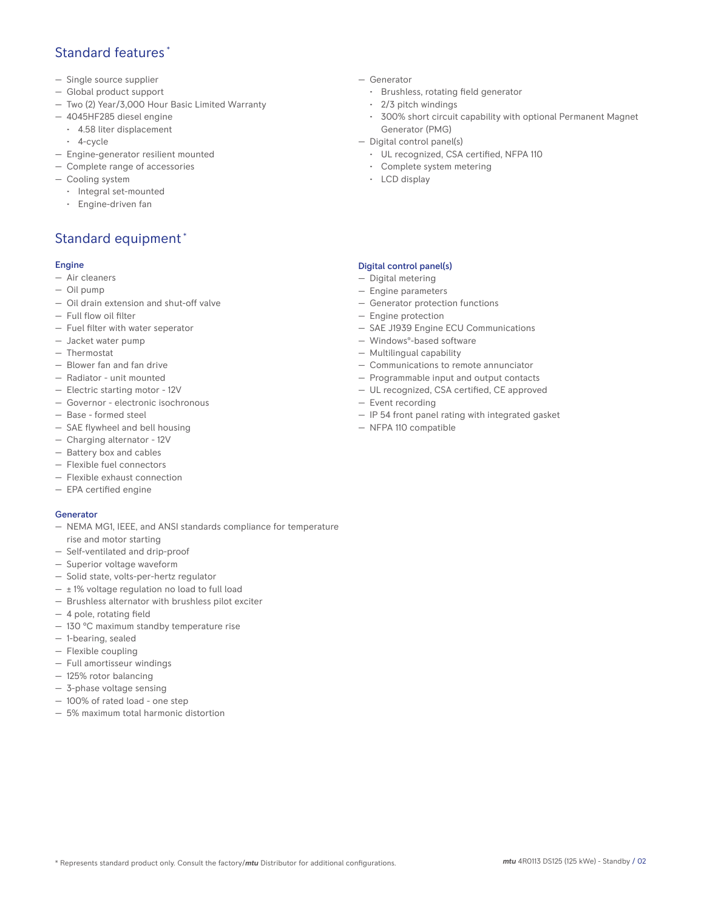## Standard features *

- Single source supplier
- Global product support
- Two (2) Year/3,000 Hour Basic Limited Warranty
- 4045HF285 diesel engine
  - 4.58 liter displacement
  - 4-cycle
- Engine-generator resilient mounted
- Complete range of accessories
- Cooling system
  - Integral set-mounted
  - Engine-driven fan
- Generator
  - Brushless, rotating field generator
  - 2/3 pitch windings
  - 300% short circuit capability with optional Permanent Magnet Generator (PMG)
- Digital control panel(s)
  - UL recognized, CSA certified, NFPA 110
  - Complete system metering
  - LCD display

## Standard equipment *

### Engine

- Air cleaners
- Oil pump
- Oil drain extension and shut-off valve
- Full flow oil filter
- Fuel filter with water seperator
- Jacket water pump
- Thermostat
- Blower fan and fan drive
- Radiator - unit mounted
- Electric starting motor - 12V
- Governor - electronic isochronous
- Base - formed steel
- SAE flywheel and bell housing
- Charging alternator - 12V
- Battery box and cables
- Flexible fuel connectors
- Flexible exhaust connection
- EPA certified engine

### Generator

- NEMA MG1, IEEE, and ANSI standards compliance for temperature rise and motor starting
- Self-ventilated and drip-proof
- Superior voltage waveform
- Solid state, volts-per-hertz regulator
- ± 1% voltage regulation no load to full load
- Brushless alternator with brushless pilot exciter
- 4 pole, rotating field
- 130 °C maximum standby temperature rise
- 1-bearing, sealed
- Flexible coupling
- Full amortisseur windings
- 125% rotor balancing
- 3-phase voltage sensing
- 100% of rated load - one step
- 5% maximum total harmonic distortion

### Digital control panel(s)

- Digital metering
- Engine parameters
- Generator protection functions
- Engine protection
- SAE J1939 Engine ECU Communications
- Windows®-based software
- Multilingual capability
- Communications to remote annunciator
- Programmable input and output contacts
- UL recognized, CSA certified, CE approved
- Event recording
- IP 54 front panel rating with integrated gasket
- NFPA 110 compatible

* Represents standard product only. Consult the factory/***mtu*** Distributor for additional configurations.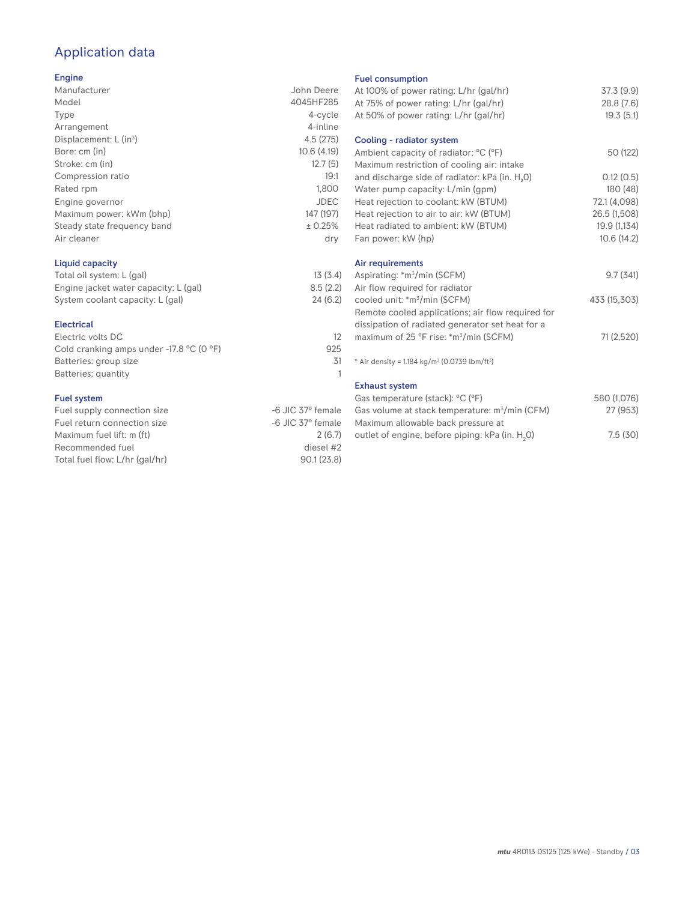## Application data

### Engine

| | |
|---|---|
| Manufacturer | John Deere |
| Model | 4045HF285 |
| Type | 4-cycle |
| Arrangement | 4-inline |
| Displacement: L (in³) | 4.5 (275) |
| Bore: cm (in) | 10.6 (4.19) |
| Stroke: cm (in) | 12.7 (5) |
| Compression ratio | 19:1 |
| Rated rpm | 1,800 |
| Engine governor | JDEC |
| Maximum power: kWm (bhp) | 147 (197) |
| Steady state frequency band | ± 0.25% |
| Air cleaner | dry |

### Liquid capacity

| | |
|---|---|
| Total oil system: L (gal) | 13 (3.4) |
| Engine jacket water capacity: L (gal) | 8.5 (2.2) |
| System coolant capacity: L (gal) | 24 (6.2) |

### Electrical

| | |
|---|---|
| Electric volts DC | 12 |
| Cold cranking amps under -17.8 °C (0 °F) | 925 |
| Batteries: group size | 31 |
| Batteries: quantity | 1 |

### Fuel system

| | |
|---|---|
| Fuel supply connection size | -6 JIC 37° female |
| Fuel return connection size | -6 JIC 37° female |
| Maximum fuel lift: m (ft) | 2 (6.7) |
| Recommended fuel | diesel #2 |
| Total fuel flow: L/hr (gal/hr) | 90.1 (23.8) |

### Fuel consumption

| | |
|---|---|
| At 100% of power rating: L/hr (gal/hr) | 37.3 (9.9) |
| At 75% of power rating: L/hr (gal/hr) | 28.8 (7.6) |
| At 50% of power rating: L/hr (gal/hr) | 19.3 (5.1) |

### Cooling - radiator system

| | |
|---|---|
| Ambient capacity of radiator: °C (°F) | 50 (122) |
| Maximum restriction of cooling air: intake and discharge side of radiator: kPa (in. $H_2O$) | 0.12 (0.5) |
| Water pump capacity: L/min (gpm) | 180 (48) |
| Heat rejection to coolant: kW (BTUM) | 72.1 (4,098) |
| Heat rejection to air to air: kW (BTUM) | 26.5 (1,508) |
| Heat radiated to ambient: kW (BTUM) | 19.9 (1,134) |
| Fan power: kW (hp) | 10.6 (14.2) |

### Air requirements

| | |
|---|---|
| Aspirating: *m³/min (SCFM) | 9.7 (341) |
| Air flow required for radiator cooled unit: *m³/min (SCFM) | 433 (15,303) |
| Remote cooled applications; air flow required for dissipation of radiated generator set heat for a maximum of 25 °F rise: *m³/min (SCFM) | 71 (2,520) |

* Air density = 1.184 kg/m³ (0.0739 lbm/ft³)

### Exhaust system

| | |
|---|---|
| Gas temperature (stack): °C (°F) | 580 (1,076) |
| Gas volume at stack temperature: m³/min (CFM) | 27 (953) |
| Maximum allowable back pressure at outlet of engine, before piping: kPa (in. $H_2O$) | 7.5 (30) |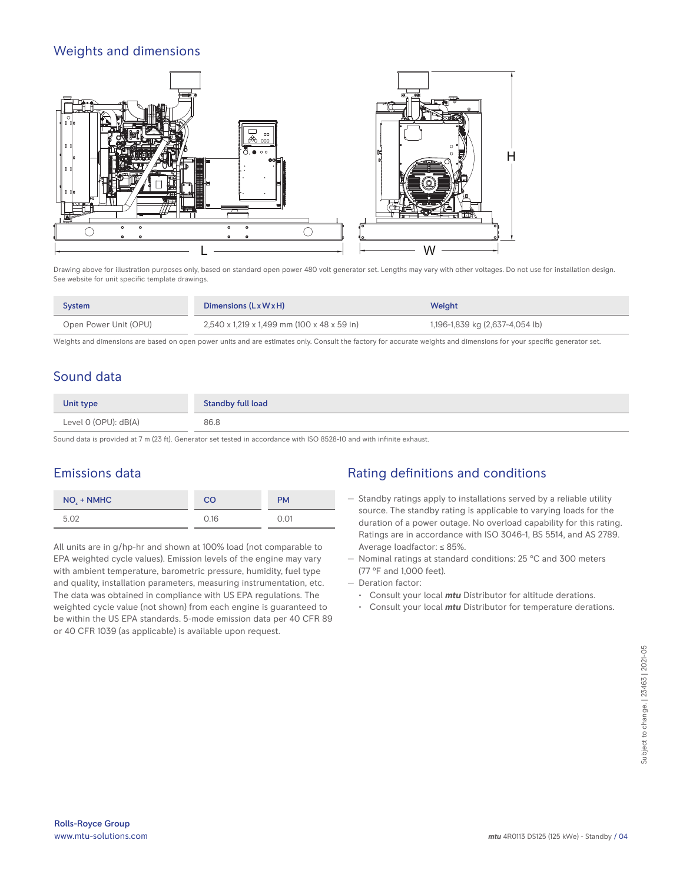## Weights and dimensions

L

W

H

Drawing above for illustration purposes only, based on standard open power 480 volt generator set. Lengths may vary with other voltages. Do not use for installation design. See website for unit specific template drawings.

| System | Dimensions (L x W x H) | Weight |
|---|---|---|
| Open Power Unit (OPU) | 2,540 x 1,219 x 1,499 mm (100 x 48 x 59 in) | 1,196-1,839 kg (2,637-4,054 lb) |

Weights and dimensions are based on open power units and are estimates only. Consult the factory for accurate weights and dimensions for your specific generator set.

## Sound data

| Unit type | Standby full load |
|---|---|
| Level 0 (OPU): dB(A) | 86.8 |

Sound data is provided at 7 m (23 ft). Generator set tested in accordance with ISO 8528-10 and with infinite exhaust.

## Emissions data

| $NO_x$ + NMHC | CO | PM |
|---|---|---|
| 5.02 | 0.16 | 0.01 |

All units are in g/hp-hr and shown at 100% load (not comparable to EPA weighted cycle values). Emission levels of the engine may vary with ambient temperature, barometric pressure, humidity, fuel type and quality, installation parameters, measuring instrumentation, etc. The data was obtained in compliance with US EPA regulations. The weighted cycle value (not shown) from each engine is guaranteed to be within the US EPA standards. 5-mode emission data per 40 CFR 89 or 40 CFR 1039 (as applicable) is available upon request.

## Rating definitions and conditions

- Standby ratings apply to installations served by a reliable utility source. The standby rating is applicable to varying loads for the duration of a power outage. No overload capability for this rating. Ratings are in accordance with ISO 3046-1, BS 5514, and AS 2789. Average loadfactor: ≤ 85%.
- Nominal ratings at standard conditions: 25 °C and 300 meters (77 °F and 1,000 feet).
- Deration factor:
  - Consult your local ***mtu*** Distributor for altitude derations.
  - Consult your local ***mtu*** Distributor for temperature derations.

Subject to change. | 23463 | 2021-05

Rolls-Royce Group
www.mtu-solutions.com